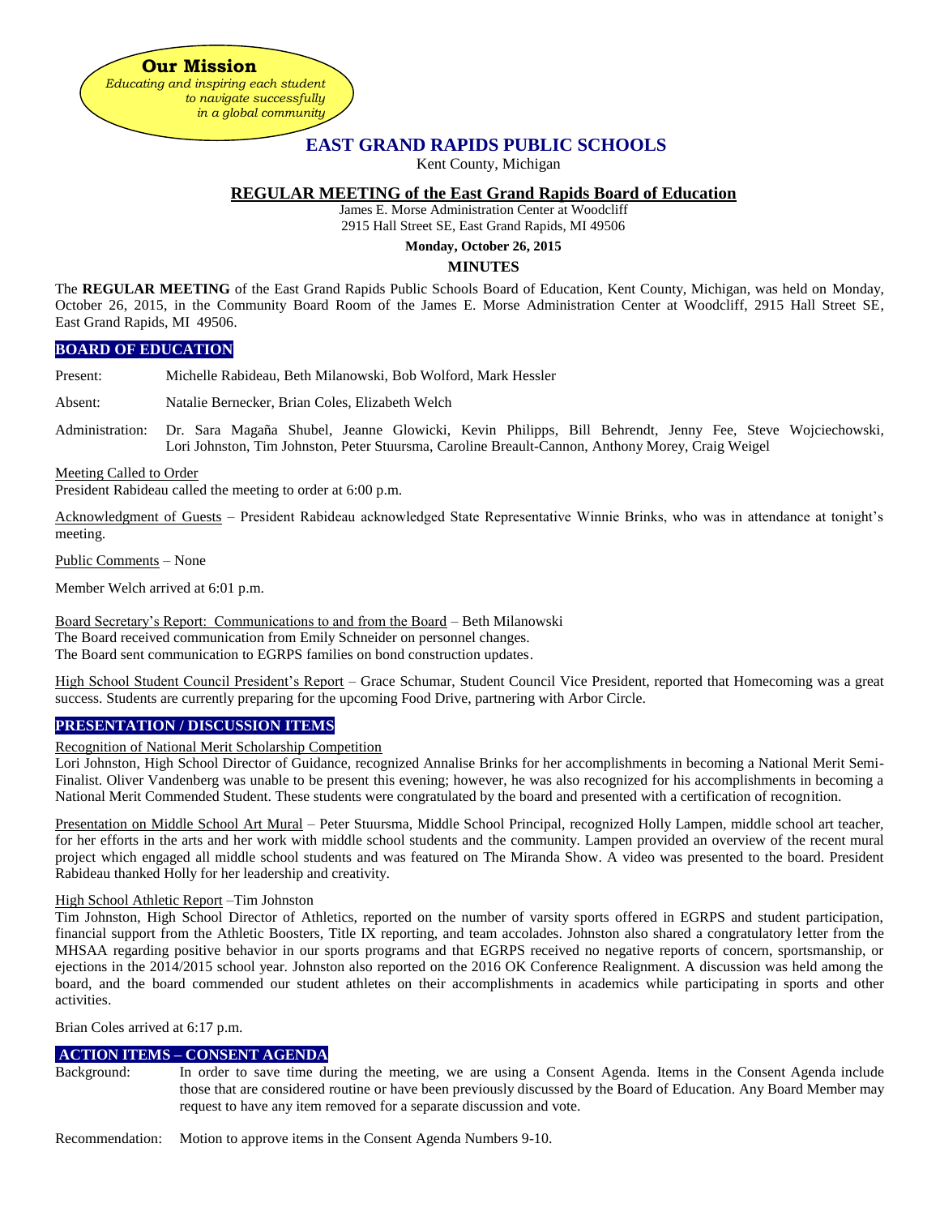**Our Mission**

*Educating and inspiring each student to navigate successfully in a global community*

# EAST GRAND RAPIDS PUBLIC SCHOOLS

Kent County, Michigan

## REGULAR MEETING of the East Grand Rapids Board of Education

James E. Morse Administration Center at Woodcliff
2915 Hall Street SE, East Grand Rapids, MI 49506

**Monday, October 26, 2015**

**MINUTES**

The **REGULAR MEETING** of the East Grand Rapids Public Schools Board of Education, Kent County, Michigan, was held on Monday, October 26, 2015, in the Community Board Room of the James E. Morse Administration Center at Woodcliff, 2915 Hall Street SE, East Grand Rapids, MI 49506.

### BOARD OF EDUCATION

Present: Michelle Rabideau, Beth Milanowski, Bob Wolford, Mark Hessler

Absent: Natalie Bernecker, Brian Coles, Elizabeth Welch

Administration: Dr. Sara Magaña Shubel, Jeanne Glowicki, Kevin Philipps, Bill Behrendt, Jenny Fee, Steve Wojciechowski, Lori Johnston, Tim Johnston, Peter Stuursma, Caroline Breault-Cannon, Anthony Morey, Craig Weigel

Meeting Called to Order
President Rabideau called the meeting to order at 6:00 p.m.

Acknowledgment of Guests – President Rabideau acknowledged State Representative Winnie Brinks, who was in attendance at tonight's meeting.

Public Comments – None

Member Welch arrived at 6:01 p.m.

Board Secretary's Report: Communications to and from the Board – Beth Milanowski
The Board received communication from Emily Schneider on personnel changes.
The Board sent communication to EGRPS families on bond construction updates.

High School Student Council President's Report – Grace Schumar, Student Council Vice President, reported that Homecoming was a great success. Students are currently preparing for the upcoming Food Drive, partnering with Arbor Circle.

### PRESENTATION / DISCUSSION ITEMS

Recognition of National Merit Scholarship Competition
Lori Johnston, High School Director of Guidance, recognized Annalise Brinks for her accomplishments in becoming a National Merit Semi-Finalist. Oliver Vandenberg was unable to be present this evening; however, he was also recognized for his accomplishments in becoming a National Merit Commended Student. These students were congratulated by the board and presented with a certification of recognition.

Presentation on Middle School Art Mural – Peter Stuursma, Middle School Principal, recognized Holly Lampen, middle school art teacher, for her efforts in the arts and her work with middle school students and the community. Lampen provided an overview of the recent mural project which engaged all middle school students and was featured on The Miranda Show. A video was presented to the board. President Rabideau thanked Holly for her leadership and creativity.

High School Athletic Report –Tim Johnston
Tim Johnston, High School Director of Athletics, reported on the number of varsity sports offered in EGRPS and student participation, financial support from the Athletic Boosters, Title IX reporting, and team accolades. Johnston also shared a congratulatory letter from the MHSAA regarding positive behavior in our sports programs and that EGRPS received no negative reports of concern, sportsmanship, or ejections in the 2014/2015 school year. Johnston also reported on the 2016 OK Conference Realignment. A discussion was held among the board, and the board commended our student athletes on their accomplishments in academics while participating in sports and other activities.

Brian Coles arrived at 6:17 p.m.

### ACTION ITEMS – CONSENT AGENDA

Background: In order to save time during the meeting, we are using a Consent Agenda. Items in the Consent Agenda include those that are considered routine or have been previously discussed by the Board of Education. Any Board Member may request to have any item removed for a separate discussion and vote.

Recommendation: Motion to approve items in the Consent Agenda Numbers 9-10.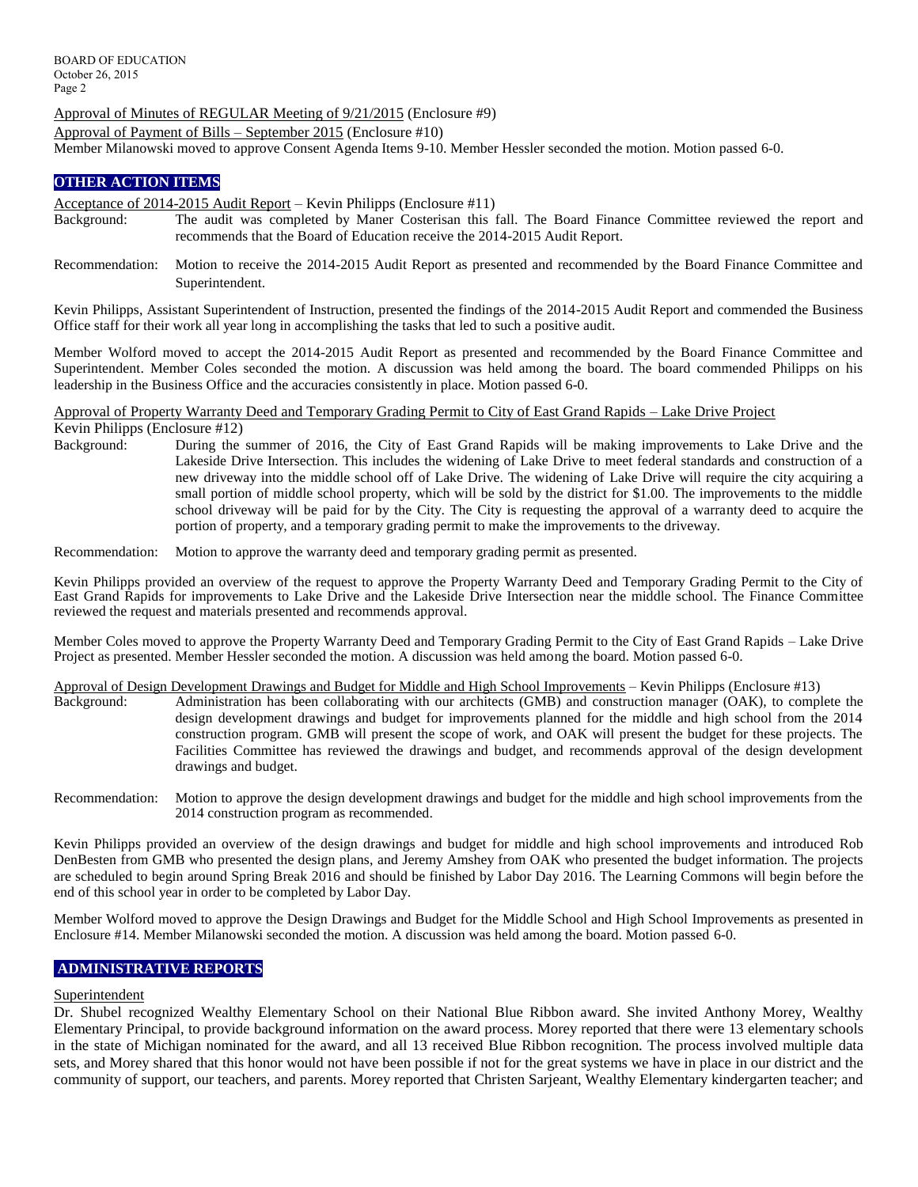Approval of Minutes of REGULAR Meeting of 9/21/2015 (Enclosure #9)

Approval of Payment of Bills – September 2015 (Enclosure #10)

Member Milanowski moved to approve Consent Agenda Items 9-10. Member Hessler seconded the motion. Motion passed 6-0.

## OTHER ACTION ITEMS

Acceptance of 2014-2015 Audit Report – Kevin Philipps (Enclosure #11)

Background: The audit was completed by Maner Costerisan this fall. The Board Finance Committee reviewed the report and recommends that the Board of Education receive the 2014-2015 Audit Report.

Recommendation: Motion to receive the 2014-2015 Audit Report as presented and recommended by the Board Finance Committee and Superintendent.

Kevin Philipps, Assistant Superintendent of Instruction, presented the findings of the 2014-2015 Audit Report and commended the Business Office staff for their work all year long in accomplishing the tasks that led to such a positive audit.

Member Wolford moved to accept the 2014-2015 Audit Report as presented and recommended by the Board Finance Committee and Superintendent. Member Coles seconded the motion. A discussion was held among the board. The board commended Philipps on his leadership in the Business Office and the accuracies consistently in place. Motion passed 6-0.

Approval of Property Warranty Deed and Temporary Grading Permit to City of East Grand Rapids – Lake Drive Project Kevin Philipps (Enclosure #12)

Background: During the summer of 2016, the City of East Grand Rapids will be making improvements to Lake Drive and the Lakeside Drive Intersection. This includes the widening of Lake Drive to meet federal standards and construction of a new driveway into the middle school off of Lake Drive. The widening of Lake Drive will require the city acquiring a small portion of middle school property, which will be sold by the district for $1.00. The improvements to the middle school driveway will be paid for by the City. The City is requesting the approval of a warranty deed to acquire the portion of property, and a temporary grading permit to make the improvements to the driveway.

Recommendation: Motion to approve the warranty deed and temporary grading permit as presented.

Kevin Philipps provided an overview of the request to approve the Property Warranty Deed and Temporary Grading Permit to the City of East Grand Rapids for improvements to Lake Drive and the Lakeside Drive Intersection near the middle school. The Finance Committee reviewed the request and materials presented and recommends approval.

Member Coles moved to approve the Property Warranty Deed and Temporary Grading Permit to the City of East Grand Rapids – Lake Drive Project as presented. Member Hessler seconded the motion. A discussion was held among the board. Motion passed 6-0.

Approval of Design Development Drawings and Budget for Middle and High School Improvements – Kevin Philipps (Enclosure #13)

Background: Administration has been collaborating with our architects (GMB) and construction manager (OAK), to complete the design development drawings and budget for improvements planned for the middle and high school from the 2014 construction program. GMB will present the scope of work, and OAK will present the budget for these projects. The Facilities Committee has reviewed the drawings and budget, and recommends approval of the design development drawings and budget.

Recommendation: Motion to approve the design development drawings and budget for the middle and high school improvements from the 2014 construction program as recommended.

Kevin Philipps provided an overview of the design drawings and budget for middle and high school improvements and introduced Rob DenBesten from GMB who presented the design plans, and Jeremy Amshey from OAK who presented the budget information. The projects are scheduled to begin around Spring Break 2016 and should be finished by Labor Day 2016. The Learning Commons will begin before the end of this school year in order to be completed by Labor Day.

Member Wolford moved to approve the Design Drawings and Budget for the Middle School and High School Improvements as presented in Enclosure #14. Member Milanowski seconded the motion. A discussion was held among the board. Motion passed 6-0.

## ADMINISTRATIVE REPORTS

Superintendent

Dr. Shubel recognized Wealthy Elementary School on their National Blue Ribbon award. She invited Anthony Morey, Wealthy Elementary Principal, to provide background information on the award process. Morey reported that there were 13 elementary schools in the state of Michigan nominated for the award, and all 13 received Blue Ribbon recognition. The process involved multiple data sets, and Morey shared that this honor would not have been possible if not for the great systems we have in place in our district and the community of support, our teachers, and parents. Morey reported that Christen Sarjeant, Wealthy Elementary kindergarten teacher; and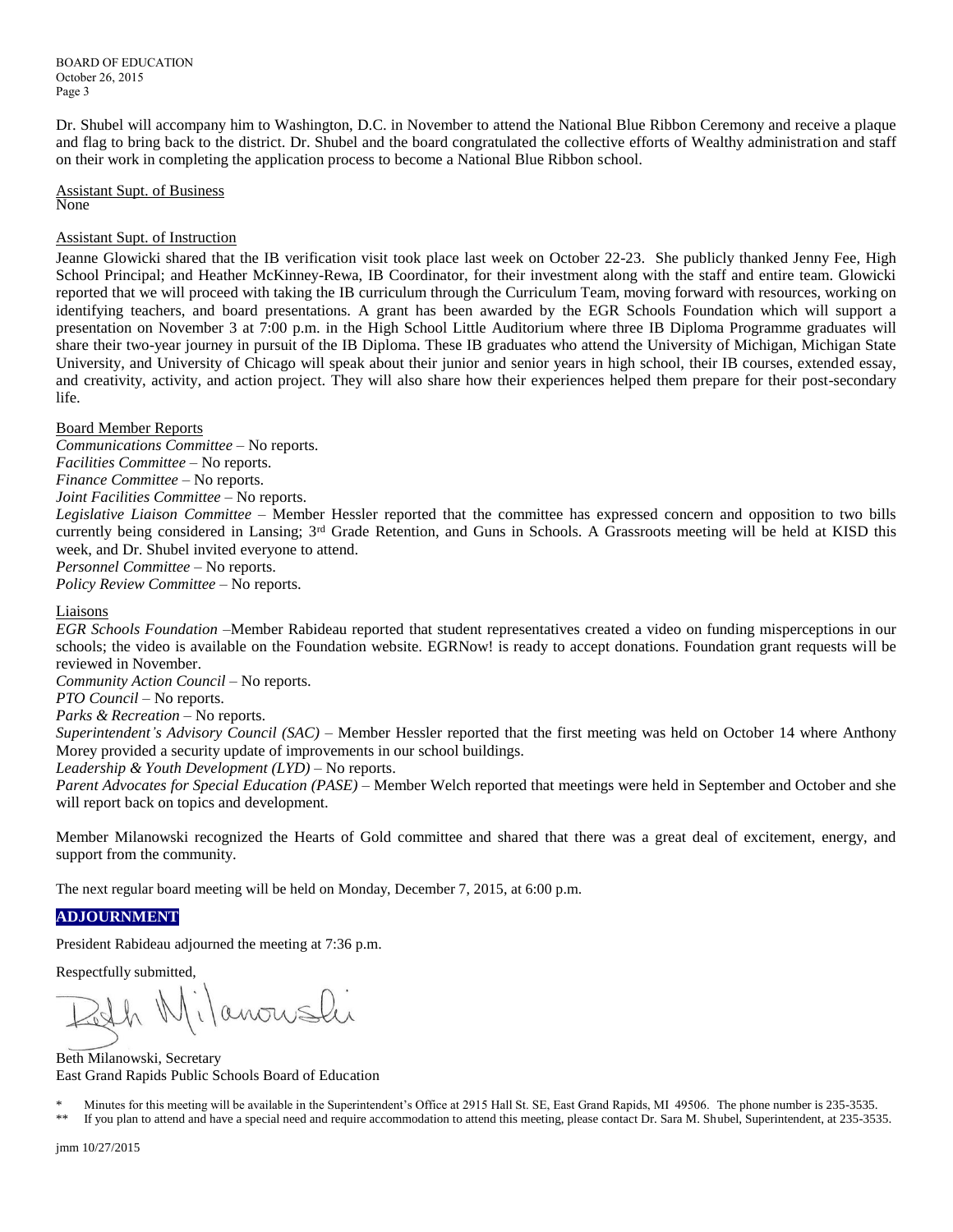Dr. Shubel will accompany him to Washington, D.C. in November to attend the National Blue Ribbon Ceremony and receive a plaque and flag to bring back to the district. Dr. Shubel and the board congratulated the collective efforts of Wealthy administration and staff on their work in completing the application process to become a National Blue Ribbon school.

Assistant Supt. of Business
None

Assistant Supt. of Instruction
Jeanne Glowicki shared that the IB verification visit took place last week on October 22-23. She publicly thanked Jenny Fee, High School Principal; and Heather McKinney-Rewa, IB Coordinator, for their investment along with the staff and entire team. Glowicki reported that we will proceed with taking the IB curriculum through the Curriculum Team, moving forward with resources, working on identifying teachers, and board presentations. A grant has been awarded by the EGR Schools Foundation which will support a presentation on November 3 at 7:00 p.m. in the High School Little Auditorium where three IB Diploma Programme graduates will share their two-year journey in pursuit of the IB Diploma. These IB graduates who attend the University of Michigan, Michigan State University, and University of Chicago will speak about their junior and senior years in high school, their IB courses, extended essay, and creativity, activity, and action project. They will also share how their experiences helped them prepare for their post-secondary life.

Board Member Reports
*Communications Committee* – No reports.
*Facilities Committee* – No reports.
*Finance Committee* – No reports.
*Joint Facilities Committee* – No reports.
*Legislative Liaison Committee* – Member Hessler reported that the committee has expressed concern and opposition to two bills currently being considered in Lansing; 3rd Grade Retention, and Guns in Schools. A Grassroots meeting will be held at KISD this week, and Dr. Shubel invited everyone to attend.
*Personnel Committee* – No reports.
*Policy Review Committee* – No reports.

Liaisons
*EGR Schools Foundation* –Member Rabideau reported that student representatives created a video on funding misperceptions in our schools; the video is available on the Foundation website. EGRNow! is ready to accept donations. Foundation grant requests will be reviewed in November.
*Community Action Council* – No reports.
*PTO Council* – No reports.
*Parks & Recreation* – No reports.
*Superintendent's Advisory Council (SAC)* – Member Hessler reported that the first meeting was held on October 14 where Anthony Morey provided a security update of improvements in our school buildings.
*Leadership & Youth Development (LYD)* – No reports.
*Parent Advocates for Special Education (PASE)* – Member Welch reported that meetings were held in September and October and she will report back on topics and development.

Member Milanowski recognized the Hearts of Gold committee and shared that there was a great deal of excitement, energy, and support from the community.

The next regular board meeting will be held on Monday, December 7, 2015, at 6:00 p.m.

## ADJOURNMENT

President Rabideau adjourned the meeting at 7:36 p.m.

Respectfully submitted,

Beth Milanowski, Secretary
East Grand Rapids Public Schools Board of Education

\* Minutes for this meeting will be available in the Superintendent's Office at 2915 Hall St. SE, East Grand Rapids, MI 49506. The phone number is 235-3535.
\*\* If you plan to attend and have a special need and require accommodation to attend this meeting, please contact Dr. Sara M. Shubel, Superintendent, at 235-3535.

jmm 10/27/2015